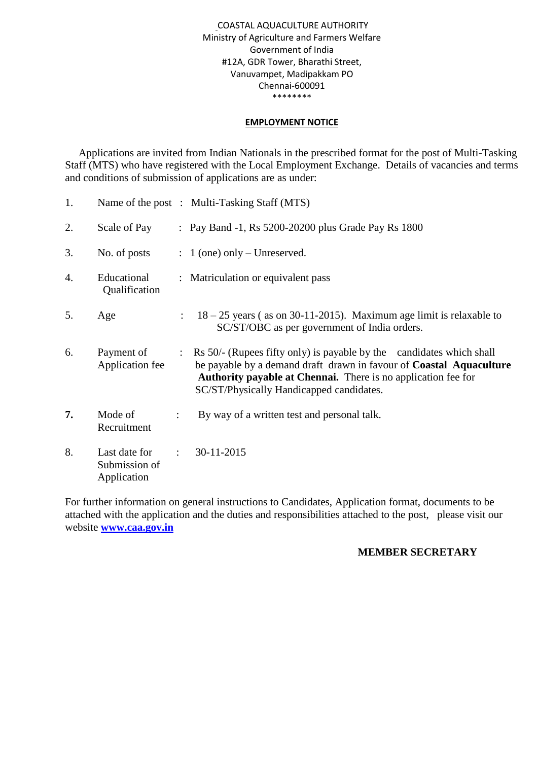COASTAL AQUACULTURE AUTHORITY
Ministry of Agriculture and Farmers Welfare
Government of India
#12A, GDR Tower, Bharathi Street,
Vanuvampet, Madipakkam PO
Chennai-600091
********

## EMPLOYMENT NOTICE

Applications are invited from Indian Nationals in the prescribed format for the post of Multi-Tasking Staff (MTS) who have registered with the Local Employment Exchange. Details of vacancies and terms and conditions of submission of applications are as under:

| | | | |
|---|---|---|---|
| 1. | Name of the post | : | Multi-Tasking Staff (MTS) |
| 2. | Scale of Pay | : | Pay Band -1, Rs 5200-20200 plus Grade Pay Rs 1800 |
| 3. | No. of posts | : | 1 (one) only – Unreserved. |
| 4. | Educational Qualification | : | Matriculation or equivalent pass |
| 5. | Age | : | 18 – 25 years ( as on 30-11-2015). Maximum age limit is relaxable to SC/ST/OBC as per government of India orders. |
| 6. | Payment of Application fee | : | Rs 50/- (Rupees fifty only) is payable by the candidates which shall be payable by a demand draft drawn in favour of **Coastal Aquaculture Authority payable at Chennai.** There is no application fee for SC/ST/Physically Handicapped candidates. |
| **7.** | Mode of Recruitment | : | By way of a written test and personal talk. |
| 8. | Last date for Submission of Application | : | 30-11-2015 |

For further information on general instructions to Candidates, Application format, documents to be attached with the application and the duties and responsibilities attached to the post, please visit our website **www.caa.gov.in**

**MEMBER SECRETARY**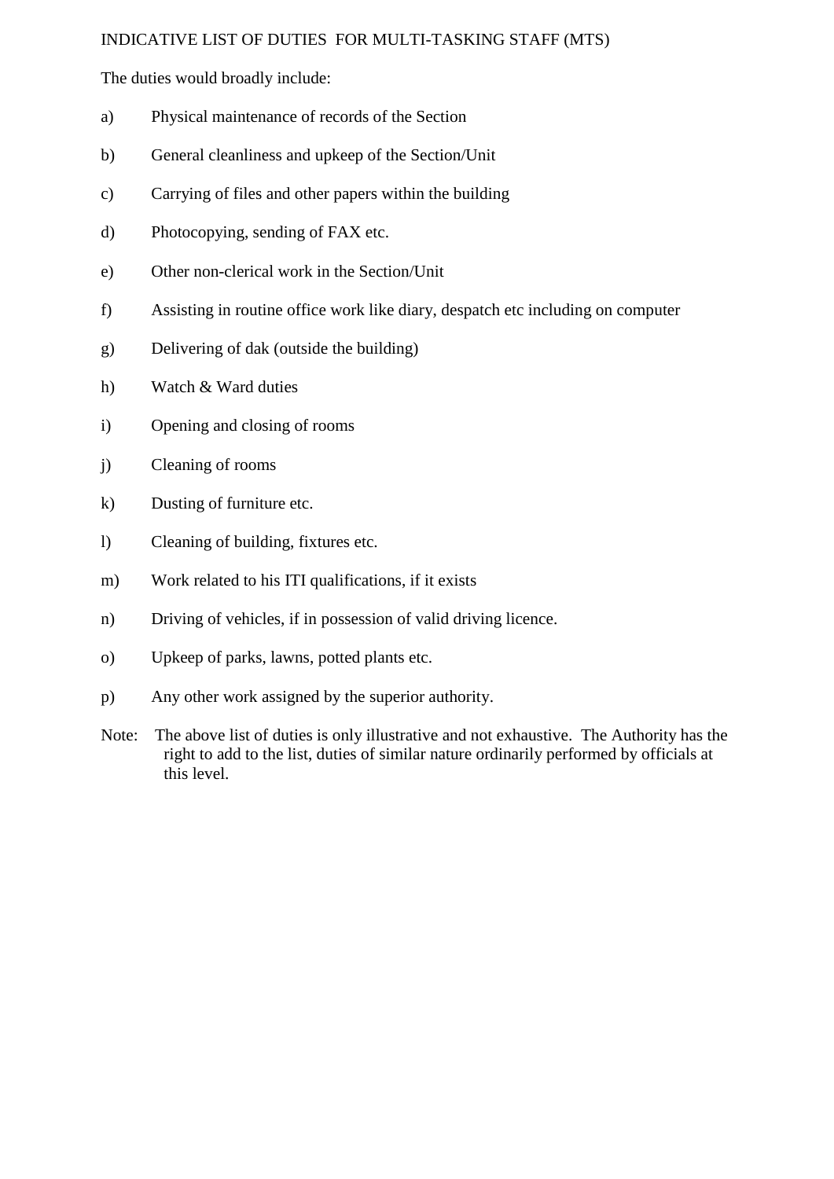INDICATIVE LIST OF DUTIES FOR MULTI-TASKING STAFF (MTS)

The duties would broadly include:

a) Physical maintenance of records of the Section

b) General cleanliness and upkeep of the Section/Unit

c) Carrying of files and other papers within the building

d) Photocopying, sending of FAX etc.

e) Other non-clerical work in the Section/Unit

f) Assisting in routine office work like diary, despatch etc including on computer

g) Delivering of dak (outside the building)

h) Watch & Ward duties

i) Opening and closing of rooms

j) Cleaning of rooms

k) Dusting of furniture etc.

l) Cleaning of building, fixtures etc.

m) Work related to his ITI qualifications, if it exists

n) Driving of vehicles, if in possession of valid driving licence.

o) Upkeep of parks, lawns, potted plants etc.

p) Any other work assigned by the superior authority.

Note: The above list of duties is only illustrative and not exhaustive. The Authority has the right to add to the list, duties of similar nature ordinarily performed by officials at this level.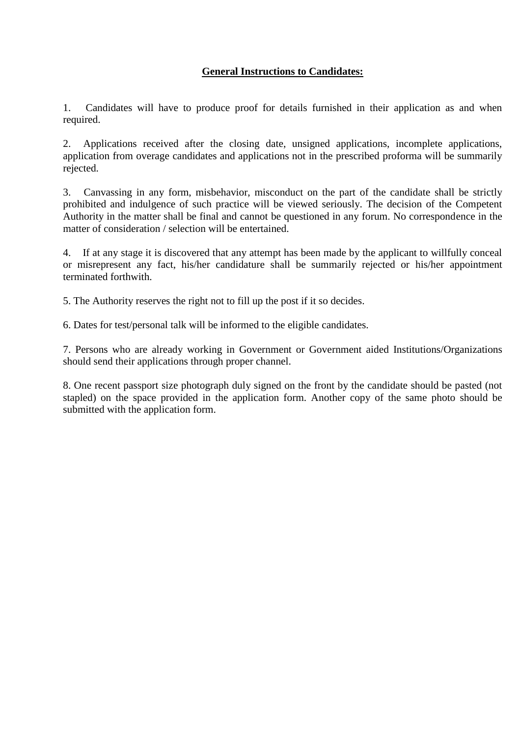**General Instructions to Candidates:**

1. Candidates will have to produce proof for details furnished in their application as and when required.

2. Applications received after the closing date, unsigned applications, incomplete applications, application from overage candidates and applications not in the prescribed proforma will be summarily rejected.

3. Canvassing in any form, misbehavior, misconduct on the part of the candidate shall be strictly prohibited and indulgence of such practice will be viewed seriously. The decision of the Competent Authority in the matter shall be final and cannot be questioned in any forum. No correspondence in the matter of consideration / selection will be entertained.

4. If at any stage it is discovered that any attempt has been made by the applicant to willfully conceal or misrepresent any fact, his/her candidature shall be summarily rejected or his/her appointment terminated forthwith.

5. The Authority reserves the right not to fill up the post if it so decides.

6. Dates for test/personal talk will be informed to the eligible candidates.

7. Persons who are already working in Government or Government aided Institutions/Organizations should send their applications through proper channel.

8. One recent passport size photograph duly signed on the front by the candidate should be pasted (not stapled) on the space provided in the application form. Another copy of the same photo should be submitted with the application form.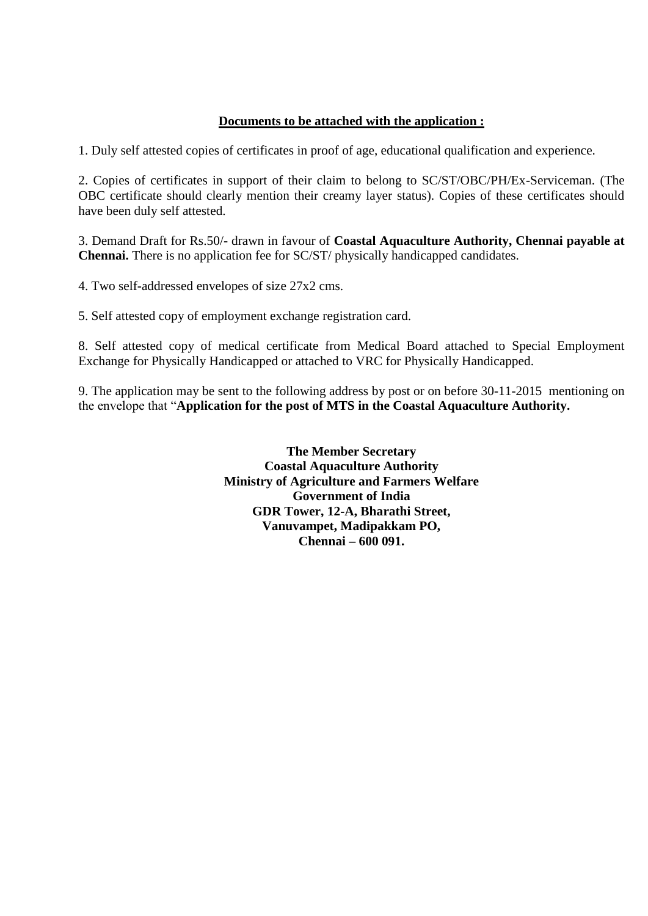**<u>Documents to be attached with the application :</u>**

1. Duly self attested copies of certificates in proof of age, educational qualification and experience.

2. Copies of certificates in support of their claim to belong to SC/ST/OBC/PH/Ex-Serviceman. (The OBC certificate should clearly mention their creamy layer status). Copies of these certificates should have been duly self attested.

3. Demand Draft for Rs.50/- drawn in favour of **Coastal Aquaculture Authority, Chennai payable at Chennai.** There is no application fee for SC/ST/ physically handicapped candidates.

4. Two self-addressed envelopes of size 27x2 cms.

5. Self attested copy of employment exchange registration card.

8. Self attested copy of medical certificate from Medical Board attached to Special Employment Exchange for Physically Handicapped or attached to VRC for Physically Handicapped.

9. The application may be sent to the following address by post or on before 30-11-2015 mentioning on the envelope that "**Application for the post of MTS in the Coastal Aquaculture Authority.**

**The Member Secretary**
**Coastal Aquaculture Authority**
**Ministry of Agriculture and Farmers Welfare**
**Government of India**
**GDR Tower, 12-A, Bharathi Street,**
**Vanuvampet, Madipakkam PO,**
**Chennai – 600 091.**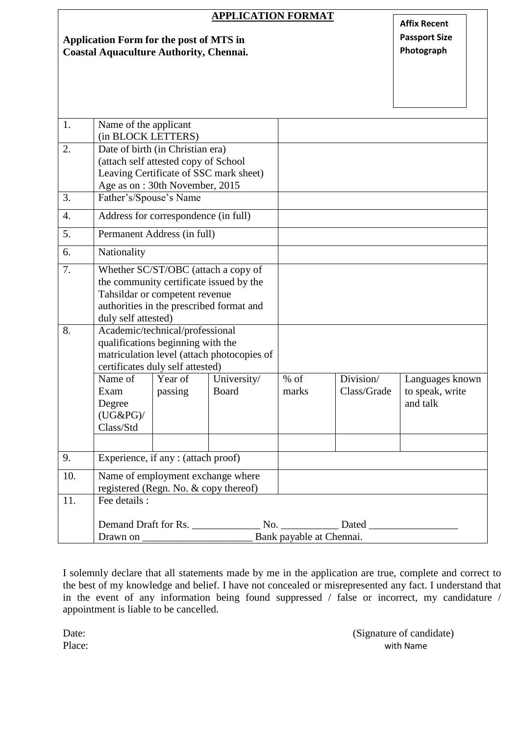## APPLICATION FORMAT

**Application Form for the post of MTS in Coastal Aquaculture Authority, Chennai.**

**Affix Recent Passport Size Photograph**

| | | | | | | |
|---|---|---|---|---|---|---|
| 1. | Name of the applicant (in BLOCK LETTERS) | | | | | |
| 2. | Date of birth (in Christian era) (attach self attested copy of School Leaving Certificate of SSC mark sheet) Age as on : 30th November, 2015 | | | | | |
| 3. | Father's/Spouse's Name | | | | | |
| 4. | Address for correspondence (in full) | | | | | |
| 5. | Permanent Address (in full) | | | | | |
| 6. | Nationality | | | | | |
| 7. | Whether SC/ST/OBC (attach a copy of the community certificate issued by the Tahsildar or competent revenue authorities in the prescribed format and duly self attested) | | | | | |
| 8. | Academic/technical/professional qualifications beginning with the matriculation level (attach photocopies of certificates duly self attested) | | | | | |
| | Name of Exam Degree (UG&PG)/ Class/Std | Year of passing | University/ Board | % of marks | Division/ Class/Grade | Languages known to speak, write and talk |
| | | | | | | |
| 9. | Experience, if any : (attach proof) | | | | | |
| 10. | Name of employment exchange where registered (Regn. No. & copy thereof) | | | | | |
| 11. | Fee details :<br><br>Demand Draft for Rs. _____________ No. ___________ Dated _________________<br>Drawn on _____________________ Bank payable at Chennai. | | | | | |

I solemnly declare that all statements made by me in the application are true, complete and correct to the best of my knowledge and belief. I have not concealed or misrepresented any fact. I understand that in the event of any information being found suppressed / false or incorrect, my candidature / appointment is liable to be cancelled.

Date:

Place:

(Signature of candidate)
with Name